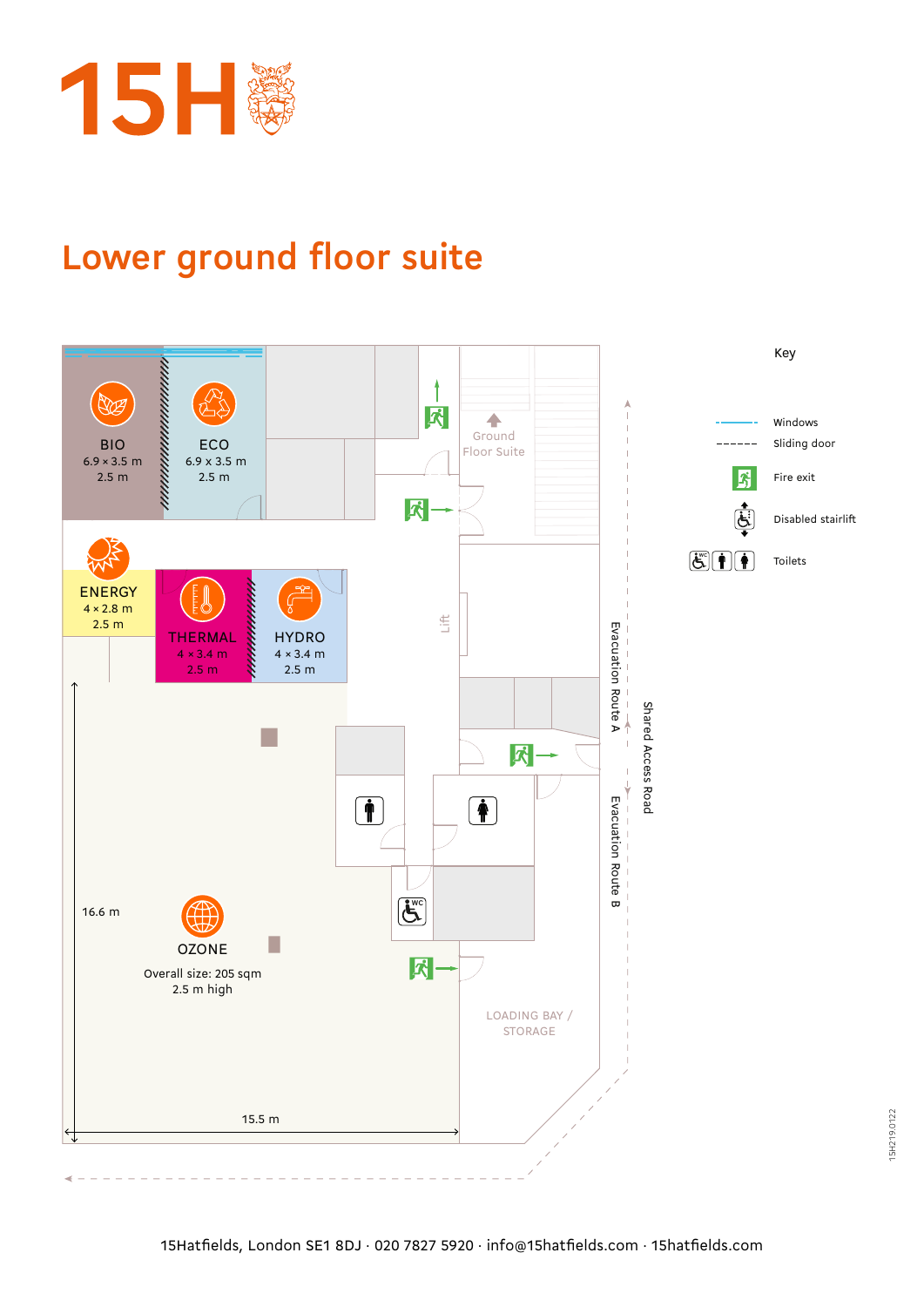# 15H

## Lower ground floor suite

BIO
6.9 × 3.5 m
2.5 m

ECO
6.9 x 3.5 m
2.5 m

Ground Floor Suite

ENERGY
4 × 2.8 m
2.5 m

THERMAL
4 × 3.4 m
2.5 m

HYDRO
4 × 3.4 m
2.5 m

Lift

Evacuation Route A

Shared Access Road

Evacuation Route B

16.6 m

OZONE
Overall size: 205 sqm
2.5 m high

15.5 m

LOADING BAY / STORAGE

**Key**

- Windows
- Sliding door
- Fire exit
- Disabled stairlift
- Toilets

15H219.0122

15Hatfields, London SE1 8DJ · 020 7827 5920 · info@15hatfields.com · 15hatfields.com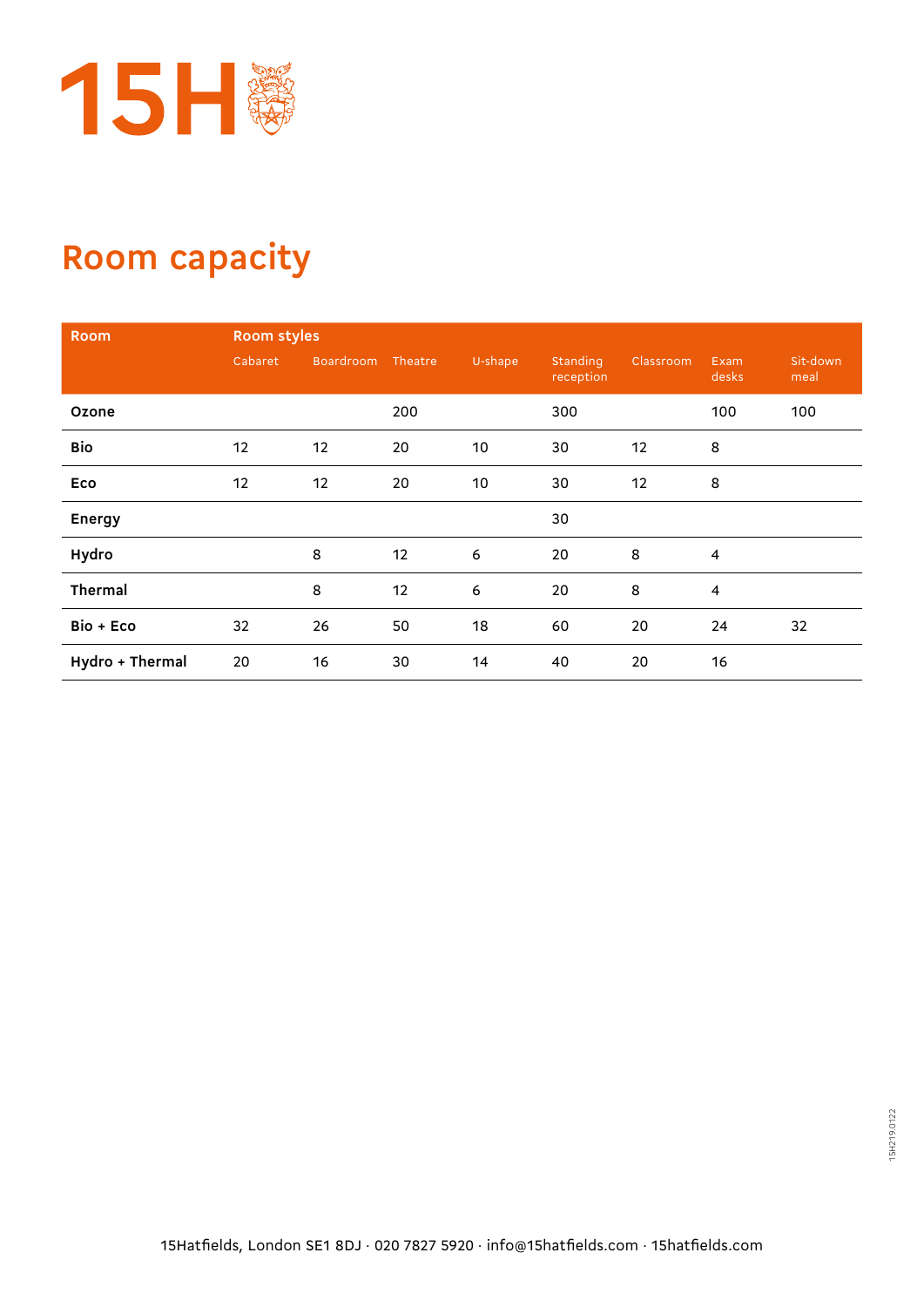# Room capacity

| Room | Room styles | | | | | | | |
|---|---|---|---|---|---|---|---|---|
| | Cabaret | Boardroom | Theatre | U-shape | Standing reception | Classroom | Exam desks | Sit-down meal |
| **Ozone** | | | 200 | | 300 | | 100 | 100 |
| **Bio** | 12 | 12 | 20 | 10 | 30 | 12 | 8 | |
| **Eco** | 12 | 12 | 20 | 10 | 30 | 12 | 8 | |
| **Energy** | | | | | 30 | | | |
| **Hydro** | | 8 | 12 | 6 | 20 | 8 | 4 | |
| **Thermal** | | 8 | 12 | 6 | 20 | 8 | 4 | |
| **Bio + Eco** | 32 | 26 | 50 | 18 | 60 | 20 | 24 | 32 |
| **Hydro + Thermal** | 20 | 16 | 30 | 14 | 40 | 20 | 16 | |